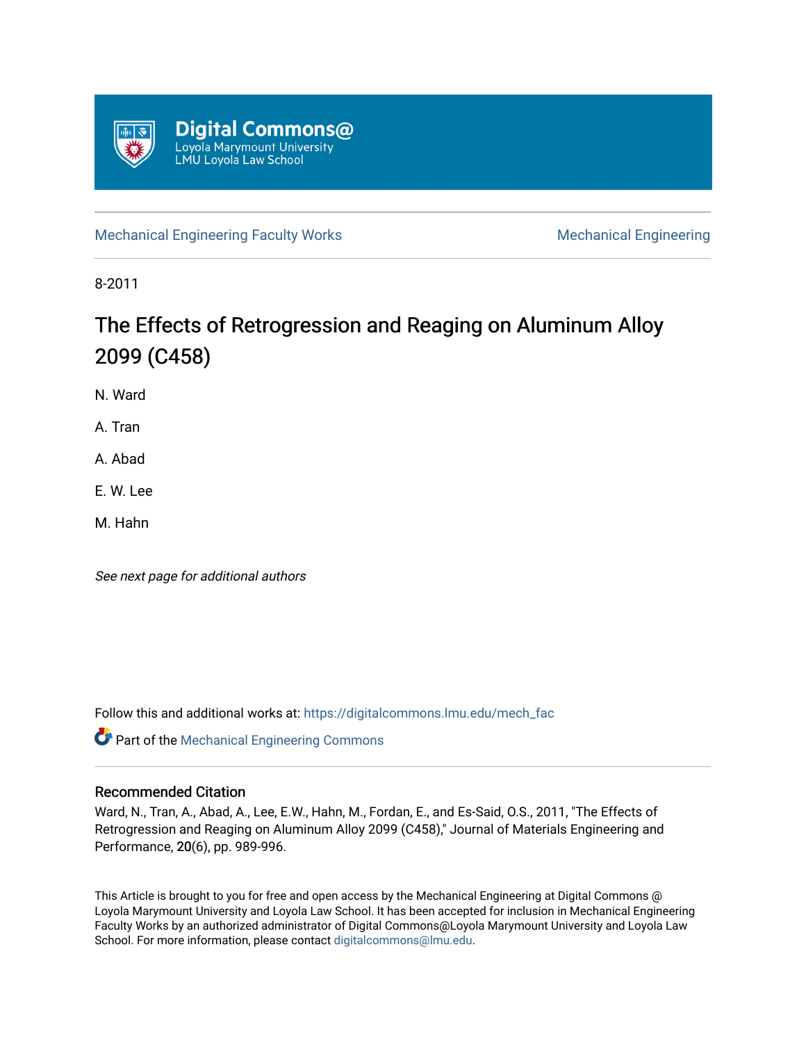Digital Commons@
Loyola Marymount University
LMU Loyola Law School

Mechanical Engineering Faculty Works | Mechanical Engineering

8-2011

# The Effects of Retrogression and Reaging on Aluminum Alloy 2099 (C458)

N. Ward

A. Tran

A. Abad

E. W. Lee

M. Hahn

*See next page for additional authors*

Follow this and additional works at: https://digitalcommons.lmu.edu/mech_fac

Part of the Mechanical Engineering Commons

## Recommended Citation

Ward, N., Tran, A., Abad, A., Lee, E.W., Hahn, M., Fordan, E., and Es-Said, O.S., 2011, "The Effects of Retrogression and Reaging on Aluminum Alloy 2099 (C458)," Journal of Materials Engineering and Performance, **20**(6), pp. 989-996.

This Article is brought to you for free and open access by the Mechanical Engineering at Digital Commons @ Loyola Marymount University and Loyola Law School. It has been accepted for inclusion in Mechanical Engineering Faculty Works by an authorized administrator of Digital Commons@Loyola Marymount University and Loyola Law School. For more information, please contact digitalcommons@lmu.edu.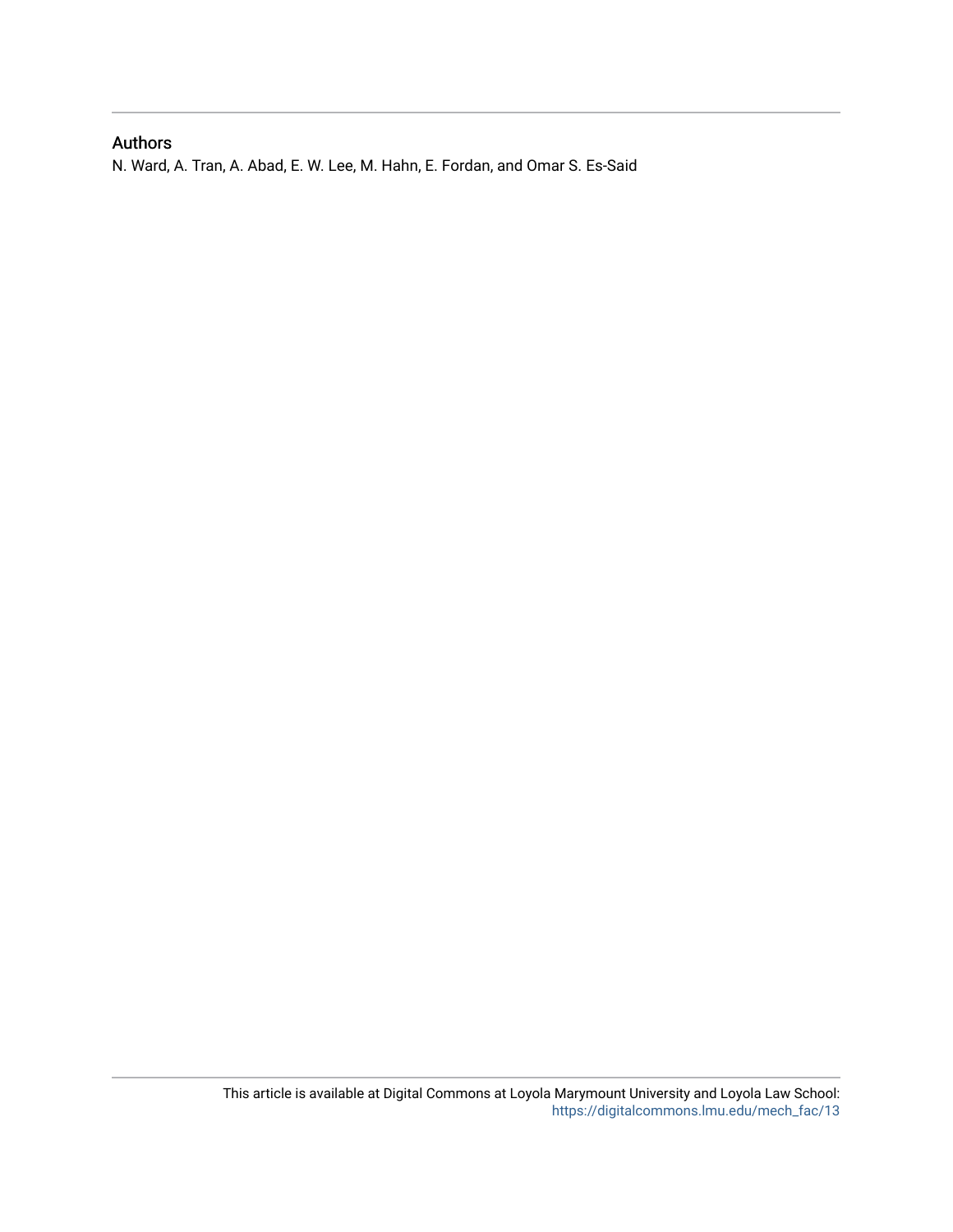## Authors

N. Ward, A. Tran, A. Abad, E. W. Lee, M. Hahn, E. Fordan, and Omar S. Es-Said

This article is available at Digital Commons at Loyola Marymount University and Loyola Law School: https://digitalcommons.lmu.edu/mech_fac/13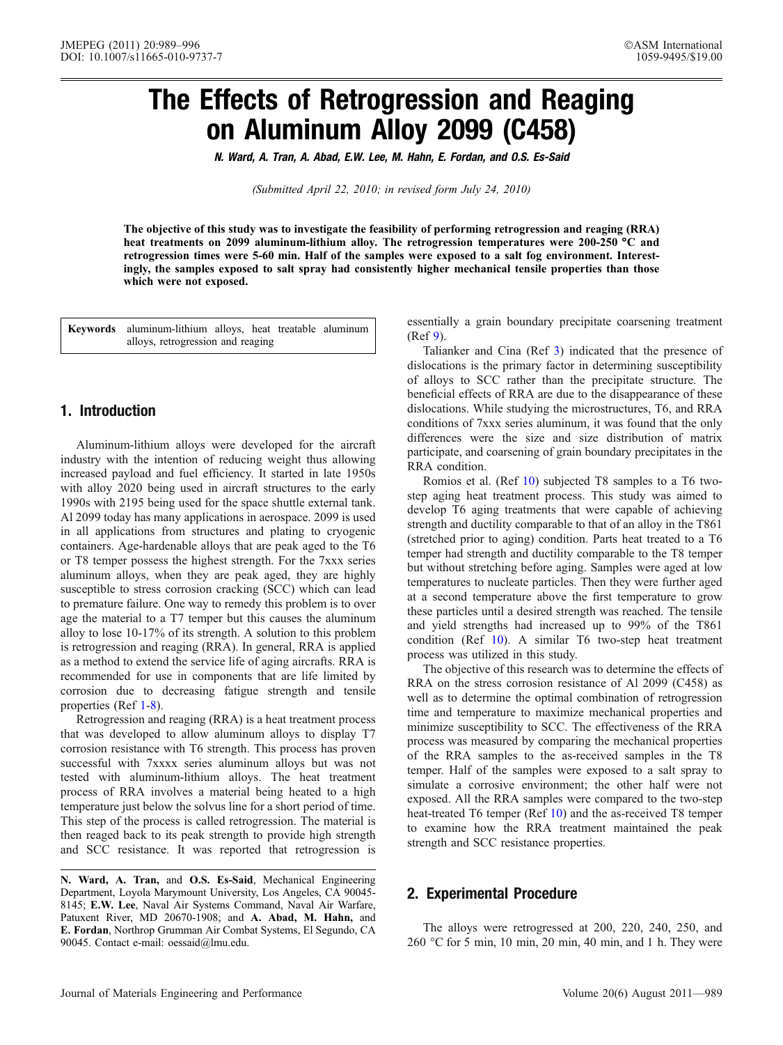# The Effects of Retrogression and Reaging on Aluminum Alloy 2099 (C458)

**N. Ward, A. Tran, A. Abad, E.W. Lee, M. Hahn, E. Fordan, and O.S. Es-Said**

*(Submitted April 22, 2010; in revised form July 24, 2010)*

**The objective of this study was to investigate the feasibility of performing retrogression and reaging (RRA) heat treatments on 2099 aluminum-lithium alloy. The retrogression temperatures were 200-250 °C and retrogression times were 5-60 min. Half of the samples were exposed to a salt fog environment. Interestingly, the samples exposed to salt spray had consistently higher mechanical tensile properties than those which were not exposed.**

**Keywords** aluminum-lithium alloys, heat treatable aluminum alloys, retrogression and reaging

## 1. Introduction

Aluminum-lithium alloys were developed for the aircraft industry with the intention of reducing weight thus allowing increased payload and fuel efficiency. It started in late 1950s with alloy 2020 being used in aircraft structures to the early 1990s with 2195 being used for the space shuttle external tank. Al 2099 today has many applications in aerospace. 2099 is used in all applications from structures and plating to cryogenic containers. Age-hardenable alloys that are peak aged to the T6 or T8 temper possess the highest strength. For the 7xxx series aluminum alloys, when they are peak aged, they are highly susceptible to stress corrosion cracking (SCC) which can lead to premature failure. One way to remedy this problem is to over age the material to a T7 temper but this causes the aluminum alloy to lose 10-17% of its strength. A solution to this problem is retrogression and reaging (RRA). In general, RRA is applied as a method to extend the service life of aging aircrafts. RRA is recommended for use in components that are life limited by corrosion due to decreasing fatigue strength and tensile properties (Ref 1-8).

Retrogression and reaging (RRA) is a heat treatment process that was developed to allow aluminum alloys to display T7 corrosion resistance with T6 strength. This process has proven successful with 7xxxx series aluminum alloys but was not tested with aluminum-lithium alloys. The heat treatment process of RRA involves a material being heated to a high temperature just below the solvus line for a short period of time. This step of the process is called retrogression. The material is then reaged back to its peak strength to provide high strength and SCC resistance. It was reported that retrogression is essentially a grain boundary precipitate coarsening treatment (Ref 9).

Talianker and Cina (Ref 3) indicated that the presence of dislocations is the primary factor in determining susceptibility of alloys to SCC rather than the precipitate structure. The beneficial effects of RRA are due to the disappearance of these dislocations. While studying the microstructures, T6, and RRA conditions of 7xxx series aluminum, it was found that the only differences were the size and size distribution of matrix participate, and coarsening of grain boundary precipitates in the RRA condition.

Romios et al. (Ref 10) subjected T8 samples to a T6 two-step aging heat treatment process. This study was aimed to develop T6 aging treatments that were capable of achieving strength and ductility comparable to that of an alloy in the T861 (stretched prior to aging) condition. Parts heat treated to a T6 temper had strength and ductility comparable to the T8 temper but without stretching before aging. Samples were aged at low temperatures to nucleate particles. Then they were further aged at a second temperature above the first temperature to grow these particles until a desired strength was reached. The tensile and yield strengths had increased up to 99% of the T861 condition (Ref 10). A similar T6 two-step heat treatment process was utilized in this study.

The objective of this research was to determine the effects of RRA on the stress corrosion resistance of Al 2099 (C458) as well as to determine the optimal combination of retrogression time and temperature to maximize mechanical properties and minimize susceptibility to SCC. The effectiveness of the RRA process was measured by comparing the mechanical properties of the RRA samples to the as-received samples in the T8 temper. Half of the samples were exposed to a salt spray to simulate a corrosive environment; the other half were not exposed. All the RRA samples were compared to the two-step heat-treated T6 temper (Ref 10) and the as-received T8 temper to examine how the RRA treatment maintained the peak strength and SCC resistance properties.

## 2. Experimental Procedure

The alloys were retrogressed at 200, 220, 240, 250, and 260 °C for 5 min, 10 min, 20 min, 40 min, and 1 h. They were

---

**N. Ward, A. Tran,** and **O.S. Es-Said**, Mechanical Engineering Department, Loyola Marymount University, Los Angeles, CA 90045-8145; **E.W. Lee**, Naval Air Systems Command, Naval Air Warfare, Patuxent River, MD 20670-1908; and **A. Abad, M. Hahn,** and **E. Fordan**, Northrop Grumman Air Combat Systems, El Segundo, CA 90045. Contact e-mail: oessaid@lmu.edu.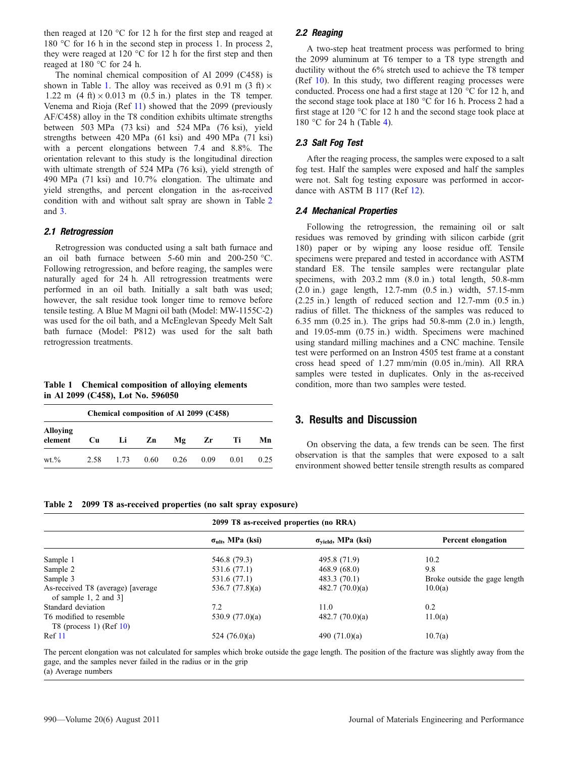then reaged at 120 °C for 12 h for the first step and reaged at 180 °C for 16 h in the second step in process 1. In process 2, they were reaged at 120 °C for 12 h for the first step and then reaged at 180 °C for 24 h.

The nominal chemical composition of Al 2099 (C458) is shown in Table 1. The alloy was received as 0.91 m (3 ft) × 1.22 m (4 ft) × 0.013 m (0.5 in.) plates in the T8 temper. Venema and Rioja (Ref 11) showed that the 2099 (previously AF/C458) alloy in the T8 condition exhibits ultimate strengths between 503 MPa (73 ksi) and 524 MPa (76 ksi), yield strengths between 420 MPa (61 ksi) and 490 MPa (71 ksi) with a percent elongations between 7.4 and 8.8%. The orientation relevant to this study is the longitudinal direction with ultimate strength of 524 MPa (76 ksi), yield strength of 490 MPa (71 ksi) and 10.7% elongation. The ultimate and yield strengths, and percent elongation in the as-received condition with and without salt spray are shown in Table 2 and 3.

### 2.1 Retrogression

Retrogression was conducted using a salt bath furnace and an oil bath furnace between 5-60 min and 200-250 °C. Following retrogression, and before reaging, the samples were naturally aged for 24 h. All retrogression treatments were performed in an oil bath. Initially a salt bath was used; however, the salt residue took longer time to remove before tensile testing. A Blue M Magni oil bath (Model: MW-1155C-2) was used for the oil bath, and a McEnglevan Speedy Melt Salt bath furnace (Model: P812) was used for the salt bath retrogression treatments.

**Table 1 Chemical composition of alloying elements in Al 2099 (C458), Lot No. 596050**

| Chemical composition of Al 2099 (C458) | | | | | | | |
|---|---|---|---|---|---|---|---|
| **Alloying element** | **Cu** | **Li** | **Zn** | **Mg** | **Zr** | **Ti** | **Mn** |
| wt.% | 2.58 | 1.73 | 0.60 | 0.26 | 0.09 | 0.01 | 0.25 |

### 2.2 Reaging

A two-step heat treatment process was performed to bring the 2099 aluminum at T6 temper to a T8 type strength and ductility without the 6% stretch used to achieve the T8 temper (Ref 10). In this study, two different reaging processes were conducted. Process one had a first stage at 120 °C for 12 h, and the second stage took place at 180 °C for 16 h. Process 2 had a first stage at 120 °C for 12 h and the second stage took place at 180 °C for 24 h (Table 4).

### 2.3 Salt Fog Test

After the reaging process, the samples were exposed to a salt fog test. Half the samples were exposed and half the samples were not. Salt fog testing exposure was performed in accordance with ASTM B 117 (Ref 12).

### 2.4 Mechanical Properties

Following the retrogression, the remaining oil or salt residues was removed by grinding with silicon carbide (grit 180) paper or by wiping any loose residue off. Tensile specimens were prepared and tested in accordance with ASTM standard E8. The tensile samples were rectangular plate specimens, with 203.2 mm (8.0 in.) total length, 50.8-mm (2.0 in.) gage length, 12.7-mm (0.5 in.) width, 57.15-mm (2.25 in.) length of reduced section and 12.7-mm (0.5 in.) radius of fillet. The thickness of the samples was reduced to 6.35 mm (0.25 in.). The grips had 50.8-mm (2.0 in.) length, and 19.05-mm (0.75 in.) width. Specimens were machined using standard milling machines and a CNC machine. Tensile test were performed on an Instron 4505 test frame at a constant cross head speed of 1.27 mm/min (0.05 in./min). All RRA samples were tested in duplicates. Only in the as-received condition, more than two samples were tested.

## 3. Results and Discussion

On observing the data, a few trends can be seen. The first observation is that the samples that were exposed to a salt environment showed better tensile strength results as compared

**Table 2 2099 T8 as-received properties (no salt spray exposure)**

| 2099 T8 as-received properties (no RRA) | | | |
|---|---|---|---|
| | $\sigma_{ult}$, MPa (ksi) | $\sigma_{yield}$, MPa (ksi) | Percent elongation |
| Sample 1 | 546.8 (79.3) | 495.8 (71.9) | 10.2 |
| Sample 2 | 531.6 (77.1) | 468.9 (68.0) | 9.8 |
| Sample 3 | 531.6 (77.1) | 483.3 (70.1) | Broke outside the gage length |
| As-received T8 (average) [average of sample 1, 2 and 3] | 536.7 (77.8)(a) | 482.7 (70.0)(a) | 10.0(a) |
| Standard deviation | 7.2 | 11.0 | 0.2 |
| T6 modified to resemble T8 (process 1) (Ref 10) | 530.9 (77.0)(a) | 482.7 (70.0)(a) | 11.0(a) |
| Ref 11 | 524 (76.0)(a) | 490 (71.0)(a) | 10.7(a) |

The percent elongation was not calculated for samples which broke outside the gage length. The position of the fracture was slightly away from the gage, and the samples never failed in the radius or in the grip

(a) Average numbers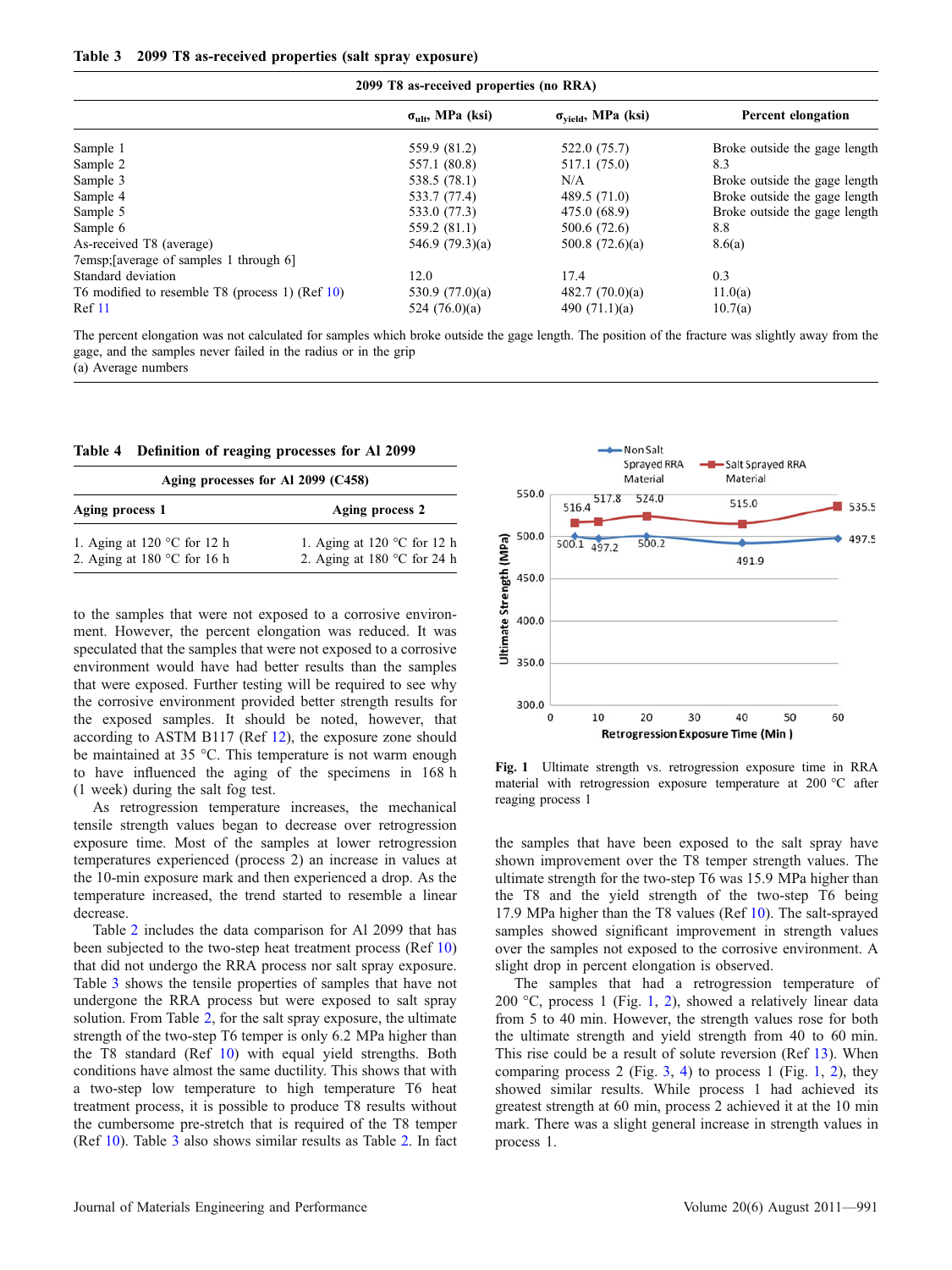**Table 3 2099 T8 as-received properties (salt spray exposure)**

| 2099 T8 as-received properties (no RRA) | | | |
|---|---|---|---|
| | $\sigma_{ult}$, MPa (ksi) | $\sigma_{yield}$, MPa (ksi) | Percent elongation |
| Sample 1 | 559.9 (81.2) | 522.0 (75.7) | Broke outside the gage length |
| Sample 2 | 557.1 (80.8) | 517.1 (75.0) | 8.3 |
| Sample 3 | 538.5 (78.1) | N/A | Broke outside the gage length |
| Sample 4 | 533.7 (77.4) | 489.5 (71.0) | Broke outside the gage length |
| Sample 5 | 533.0 (77.3) | 475.0 (68.9) | Broke outside the gage length |
| Sample 6 | 559.2 (81.1) | 500.6 (72.6) | 8.8 |
| As-received T8 (average) 7emsp;[average of samples 1 through 6] | 546.9 (79.3)(a) | 500.8 (72.6)(a) | 8.6(a) |
| Standard deviation | 12.0 | 17.4 | 0.3 |
| T6 modified to resemble T8 (process 1) (Ref 10) | 530.9 (77.0)(a) | 482.7 (70.0)(a) | 11.0(a) |
| Ref 11 | 524 (76.0)(a) | 490 (71.1)(a) | 10.7(a) |

The percent elongation was not calculated for samples which broke outside the gage length. The position of the fracture was slightly away from the gage, and the samples never failed in the radius or in the grip
(a) Average numbers

**Table 4 Definition of reaging processes for Al 2099**

| Aging processes for Al 2099 (C458) | |
|---|---|
| Aging process 1 | Aging process 2 |
| 1. Aging at 120 °C for 12 h | 1. Aging at 120 °C for 12 h |
| 2. Aging at 180 °C for 16 h | 2. Aging at 180 °C for 24 h |

to the samples that were not exposed to a corrosive environment. However, the percent elongation was reduced. It was speculated that the samples that were not exposed to a corrosive environment would have had better results than the samples that were exposed. Further testing will be required to see why the corrosive environment provided better strength results for the exposed samples. It should be noted, however, that according to ASTM B117 (Ref 12), the exposure zone should be maintained at 35 °C. This temperature is not warm enough to have influenced the aging of the specimens in 168 h (1 week) during the salt fog test.

As retrogression temperature increases, the mechanical tensile strength values began to decrease over retrogression exposure time. Most of the samples at lower retrogression temperatures experienced (process 2) an increase in values at the 10-min exposure mark and then experienced a drop. As the temperature increased, the trend started to resemble a linear decrease.

Table 2 includes the data comparison for Al 2099 that has been subjected to the two-step heat treatment process (Ref 10) that did not undergo the RRA process nor salt spray exposure. Table 3 shows the tensile properties of samples that have not undergone the RRA process but were exposed to salt spray solution. From Table 2, for the salt spray exposure, the ultimate strength of the two-step T6 temper is only 6.2 MPa higher than the T8 standard (Ref 10) with equal yield strengths. Both conditions have almost the same ductility. This shows that with a two-step low temperature to high temperature T6 heat treatment process, it is possible to produce T8 results without the cumbersome pre-stretch that is required of the T8 temper (Ref 10). Table 3 also shows similar results as Table 2. In fact the samples that have been exposed to the salt spray have shown improvement over the T8 temper strength values. The ultimate strength for the two-step T6 was 15.9 MPa higher than the T8 and the yield strength of the two-step T6 being 17.9 MPa higher than the T8 values (Ref 10). The salt-sprayed samples showed significant improvement in strength values over the samples not exposed to the corrosive environment. A slight drop in percent elongation is observed.

**Fig. 1** Ultimate strength vs. retrogression exposure time in RRA material with retrogression exposure temperature at 200 °C after reaging process 1

The samples that had a retrogression temperature of 200 °C, process 1 (Fig. 1, 2), showed a relatively linear data from 5 to 40 min. However, the strength values rose for both the ultimate strength and yield strength from 40 to 60 min. This rise could be a result of solute reversion (Ref 13). When comparing process 2 (Fig. 3, 4) to process 1 (Fig. 1, 2), they showed similar results. While process 1 had achieved its greatest strength at 60 min, process 2 achieved it at the 10 min mark. There was a slight general increase in strength values in process 1.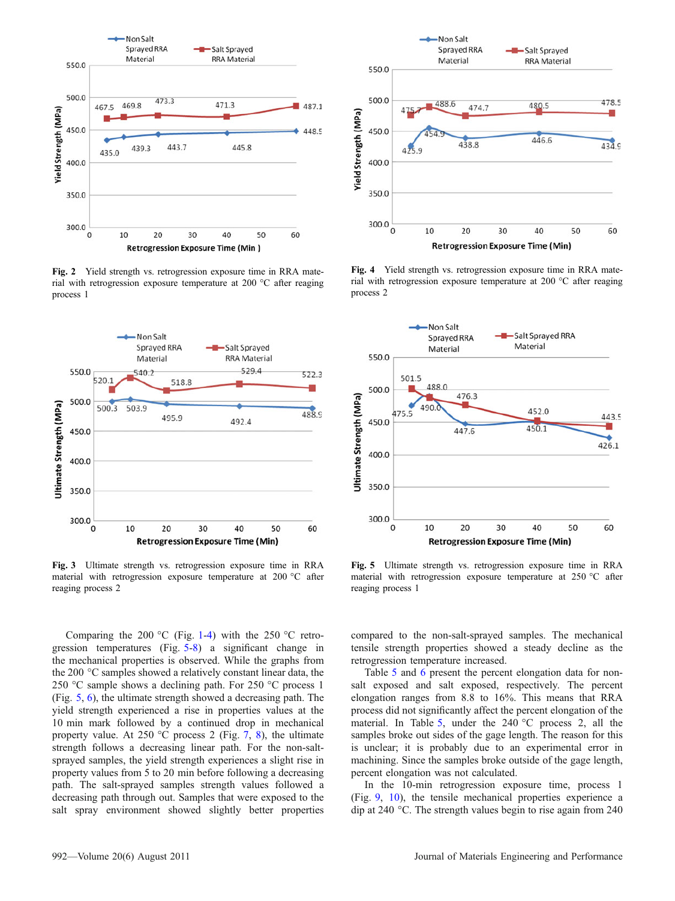Fig. 2 Yield strength vs. retrogression exposure time in RRA material with retrogression exposure temperature at 200 °C after reaging process 1

Fig. 4 Yield strength vs. retrogression exposure time in RRA material with retrogression exposure temperature at 200 °C after reaging process 2

Fig. 3 Ultimate strength vs. retrogression exposure time in RRA material with retrogression exposure temperature at 200 °C after reaging process 2

Fig. 5 Ultimate strength vs. retrogression exposure time in RRA material with retrogression exposure temperature at 250 °C after reaging process 1

Comparing the 200 °C (Fig. 1-4) with the 250 °C retrogression temperatures (Fig. 5-8) a significant change in the mechanical properties is observed. While the graphs from the 200 °C samples showed a relatively constant linear data, the 250 °C sample shows a declining path. For 250 °C process 1 (Fig. 5, 6), the ultimate strength showed a decreasing path. The yield strength experienced a rise in properties values at the 10 min mark followed by a continued drop in mechanical property value. At 250 °C process 2 (Fig. 7, 8), the ultimate strength follows a decreasing linear path. For the non-salt-sprayed samples, the yield strength experiences a slight rise in property values from 5 to 20 min before following a decreasing path. The salt-sprayed samples strength values followed a decreasing path through out. Samples that were exposed to the salt spray environment showed slightly better properties compared to the non-salt-sprayed samples. The mechanical tensile strength properties showed a steady decline as the retrogression temperature increased.

Table 5 and 6 present the percent elongation data for non-salt exposed and salt exposed, respectively. The percent elongation ranges from 8.8 to 16%. This means that RRA process did not significantly affect the percent elongation of the material. In Table 5, under the 240 °C process 2, all the samples broke out sides of the gage length. The reason for this is unclear; it is probably due to an experimental error in machining. Since the samples broke outside of the gage length, percent elongation was not calculated.

In the 10-min retrogression exposure time, process 1 (Fig. 9, 10), the tensile mechanical properties experience a dip at 240 °C. The strength values begin to rise again from 240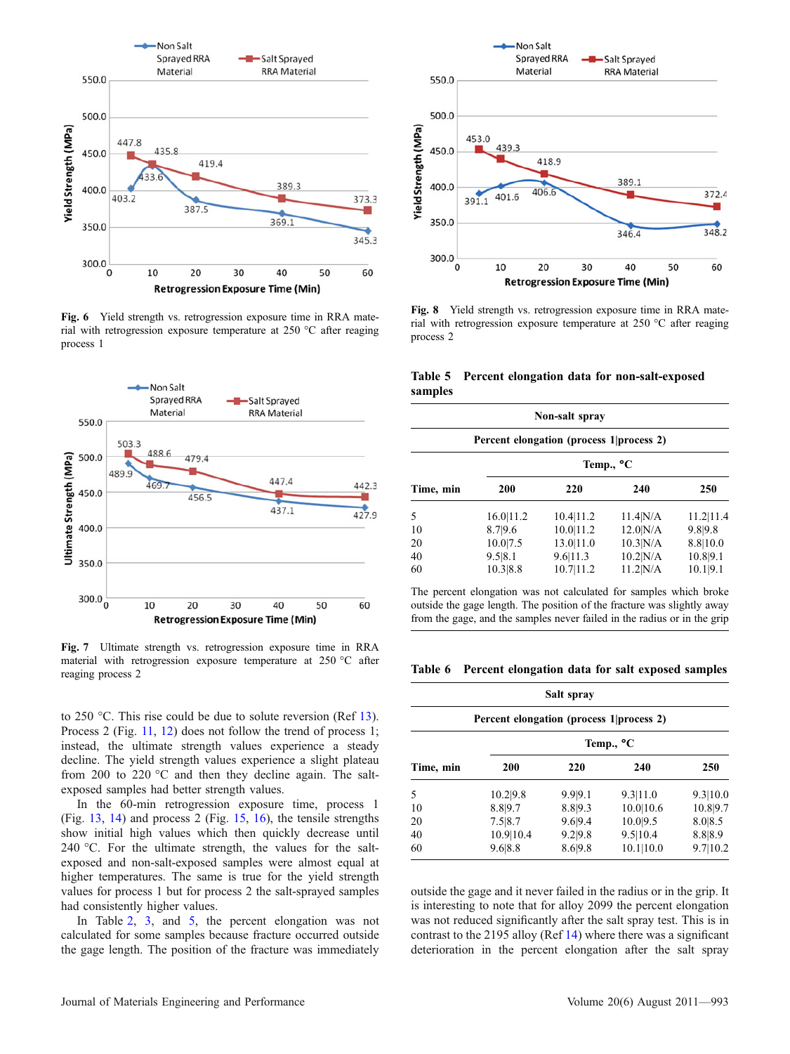Fig. 6 Yield strength vs. retrogression exposure time in RRA material with retrogression exposure temperature at 250 °C after reaging process 1

Fig. 7 Ultimate strength vs. retrogression exposure time in RRA material with retrogression exposure temperature at 250 °C after reaging process 2

to 250 °C. This rise could be due to solute reversion (Ref 13). Process 2 (Fig. 11, 12) does not follow the trend of process 1; instead, the ultimate strength values experience a steady decline. The yield strength values experience a slight plateau from 200 to 220 °C and then they decline again. The salt-exposed samples had better strength values.

In the 60-min retrogression exposure time, process 1 (Fig. 13, 14) and process 2 (Fig. 15, 16), the tensile strengths show initial high values which then quickly decrease until 240 °C. For the ultimate strength, the values for the salt-exposed and non-salt-exposed samples were almost equal at higher temperatures. The same is true for the yield strength values for process 1 but for process 2 the salt-sprayed samples had consistently higher values.

In Table 2, 3, and 5, the percent elongation was not calculated for some samples because fracture occurred outside the gage length. The position of the fracture was immediately

Fig. 8 Yield strength vs. retrogression exposure time in RRA material with retrogression exposure temperature at 250 °C after reaging process 2

**Table 5 Percent elongation data for non-salt-exposed samples**

| | Non-salt spray | | | |
|---|---|---|---|---|
| | Percent elongation (process 1\|process 2) | | | |
| | Temp., °C | | | |
| Time, min | 200 | 220 | 240 | 250 |
| 5 | 16.0\|11.2 | 10.4\|11.2 | 11.4\|N/A | 11.2\|11.4 |
| 10 | 8.7\|9.6 | 10.0\|11.2 | 12.0\|N/A | 9.8\|9.8 |
| 20 | 10.0\|7.5 | 13.0\|11.0 | 10.3\|N/A | 8.8\|10.0 |
| 40 | 9.5\|8.1 | 9.6\|11.3 | 10.2\|N/A | 10.8\|9.1 |
| 60 | 10.3\|8.8 | 10.7\|11.2 | 11.2\|N/A | 10.1\|9.1 |

The percent elongation was not calculated for samples which broke outside the gage length. The position of the fracture was slightly away from the gage, and the samples never failed in the radius or in the grip

**Table 6 Percent elongation data for salt exposed samples**

| | Salt spray | | | |
|---|---|---|---|---|
| | Percent elongation (process 1\|process 2) | | | |
| | Temp., °C | | | |
| Time, min | 200 | 220 | 240 | 250 |
| 5 | 10.2\|9.8 | 9.9\|9.1 | 9.3\|11.0 | 9.3\|10.0 |
| 10 | 8.8\|9.7 | 8.8\|9.3 | 10.0\|10.6 | 10.8\|9.7 |
| 20 | 7.5\|8.7 | 9.6\|9.4 | 10.0\|9.5 | 8.0\|8.5 |
| 40 | 10.9\|10.4 | 9.2\|9.8 | 9.5\|10.4 | 8.8\|8.9 |
| 60 | 9.6\|8.8 | 8.6\|9.8 | 10.1\|10.0 | 9.7\|10.2 |

outside the gage and it never failed in the radius or in the grip. It is interesting to note that for alloy 2099 the percent elongation was not reduced significantly after the salt spray test. This is in contrast to the 2195 alloy (Ref 14) where there was a significant deterioration in the percent elongation after the salt spray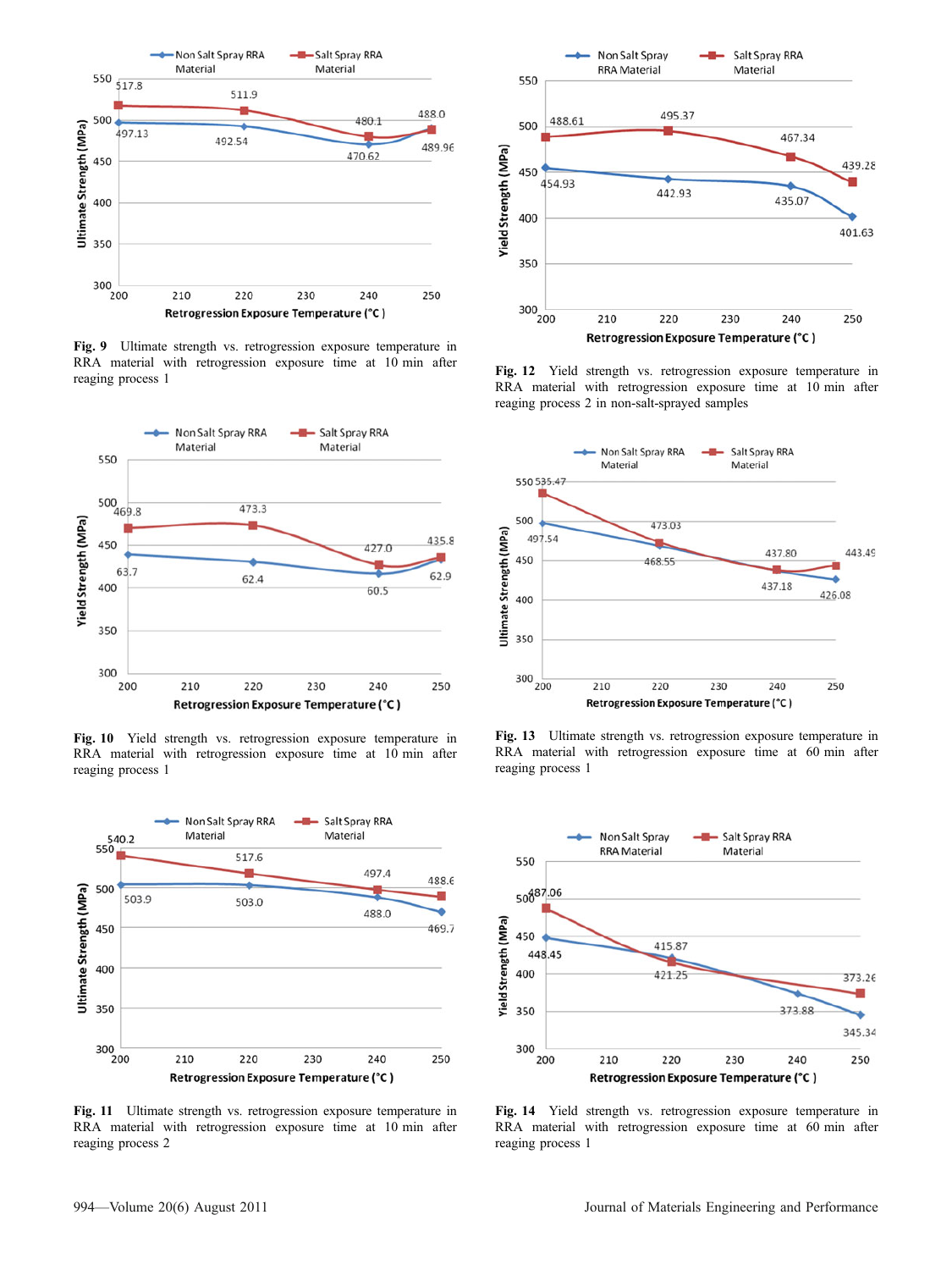**Fig. 9** Ultimate strength vs. retrogression exposure temperature in RRA material with retrogression exposure time at 10 min after reaging process 1

**Fig. 10** Yield strength vs. retrogression exposure temperature in RRA material with retrogression exposure time at 10 min after reaging process 1

**Fig. 11** Ultimate strength vs. retrogression exposure temperature in RRA material with retrogression exposure time at 10 min after reaging process 2

**Fig. 12** Yield strength vs. retrogression exposure temperature in RRA material with retrogression exposure time at 10 min after reaging process 2 in non-salt-sprayed samples

**Fig. 13** Ultimate strength vs. retrogression exposure temperature in RRA material with retrogression exposure time at 60 min after reaging process 1

**Fig. 14** Yield strength vs. retrogression exposure temperature in RRA material with retrogression exposure time at 60 min after reaging process 1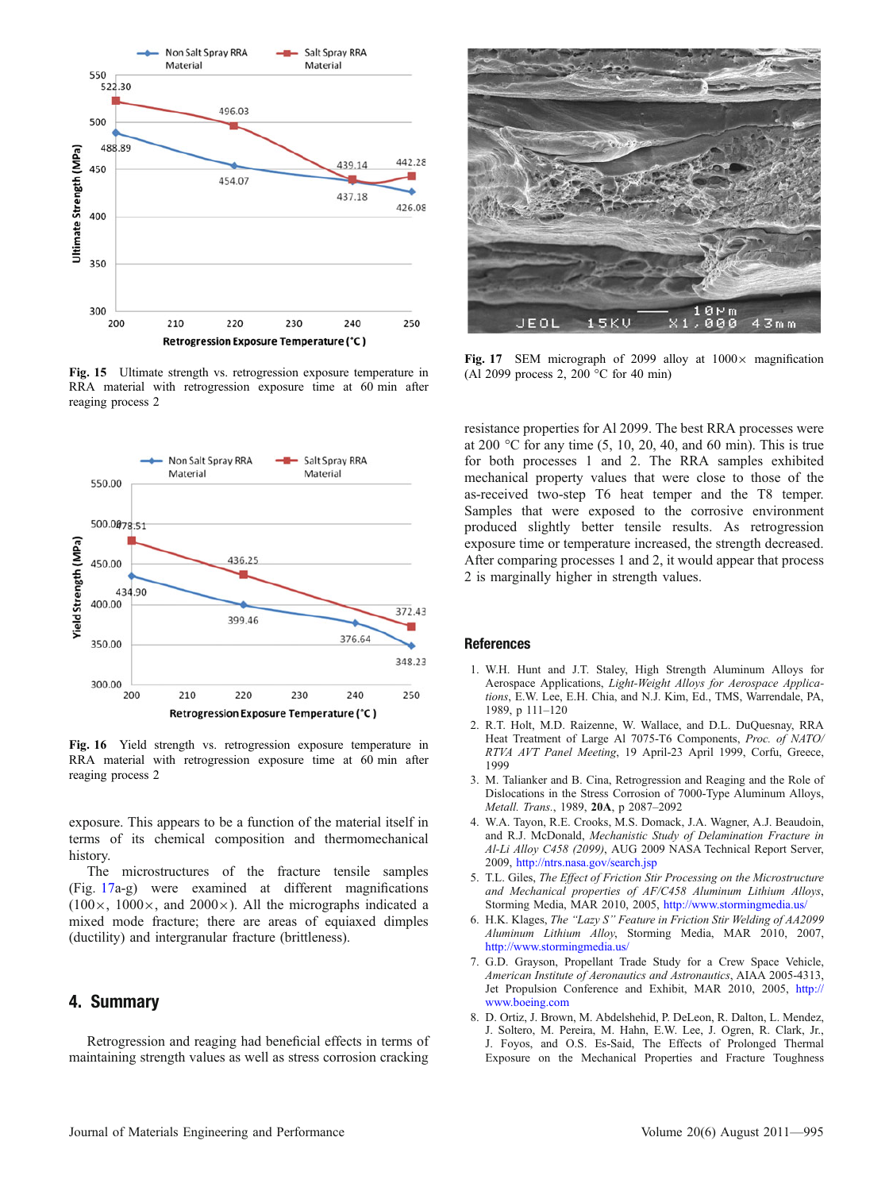Fig. 15 Ultimate strength vs. retrogression exposure temperature in RRA material with retrogression exposure time at 60 min after reaging process 2

Fig. 16 Yield strength vs. retrogression exposure temperature in RRA material with retrogression exposure time at 60 min after reaging process 2

exposure. This appears to be a function of the material itself in terms of its chemical composition and thermomechanical history.

The microstructures of the fracture tensile samples (Fig. 17a-g) were examined at different magnifications (100×, 1000×, and 2000×). All the micrographs indicated a mixed mode fracture; there are areas of equiaxed dimples (ductility) and intergranular fracture (brittleness).

## 4. Summary

Retrogression and reaging had beneficial effects in terms of maintaining strength values as well as stress corrosion cracking resistance properties for Al 2099. The best RRA processes were at 200 °C for any time (5, 10, 20, 40, and 60 min). This is true for both processes 1 and 2. The RRA samples exhibited mechanical property values that were close to those of the as-received two-step T6 heat temper and the T8 temper. Samples that were exposed to the corrosive environment produced slightly better tensile results. As retrogression exposure time or temperature increased, the strength decreased. After comparing processes 1 and 2, it would appear that process 2 is marginally higher in strength values.

Fig. 17 SEM micrograph of 2099 alloy at 1000× magnification (Al 2099 process 2, 200 °C for 40 min)

## References

1. W.H. Hunt and J.T. Staley, High Strength Aluminum Alloys for Aerospace Applications, *Light-Weight Alloys for Aerospace Applications*, E.W. Lee, E.H. Chia, and N.J. Kim, Ed., TMS, Warrendale, PA, 1989, p 111–120
2. R.T. Holt, M.D. Raizenne, W. Wallace, and D.L. DuQuesnay, RRA Heat Treatment of Large Al 7075-T6 Components, *Proc. of NATO/RTVA AVT Panel Meeting*, 19 April-23 April 1999, Corfu, Greece, 1999
3. M. Talianker and B. Cina, Retrogression and Reaging and the Role of Dislocations in the Stress Corrosion of 7000-Type Aluminum Alloys, *Metall. Trans.*, 1989, **20A**, p 2087–2092
4. W.A. Tayon, R.E. Crooks, M.S. Domack, J.A. Wagner, A.J. Beaudoin, and R.J. McDonald, *Mechanistic Study of Delamination Fracture in Al-Li Alloy C458 (2099)*, AUG 2009 NASA Technical Report Server, 2009, http://ntrs.nasa.gov/search.jsp
5. T.L. Giles, *The Effect of Friction Stir Processing on the Microstructure and Mechanical properties of AF/C458 Aluminum Lithium Alloys*, Storming Media, MAR 2010, 2005, http://www.stormingmedia.us/
6. H.K. Klages, *The "Lazy S" Feature in Friction Stir Welding of AA2099 Aluminum Lithium Alloy*, Storming Media, MAR 2010, 2007, http://www.stormingmedia.us/
7. G.D. Grayson, Propellant Trade Study for a Crew Space Vehicle, *American Institute of Aeronautics and Astronautics*, AIAA 2005-4313, Jet Propulsion Conference and Exhibit, MAR 2010, 2005, http://www.boeing.com
8. D. Ortiz, J. Brown, M. Abdelshehid, P. DeLeon, R. Dalton, L. Mendez, J. Soltero, M. Pereira, M. Hahn, E.W. Lee, J. Ogren, R. Clark, Jr., J. Foyos, and O.S. Es-Said, The Effects of Prolonged Thermal Exposure on the Mechanical Properties and Fracture Toughness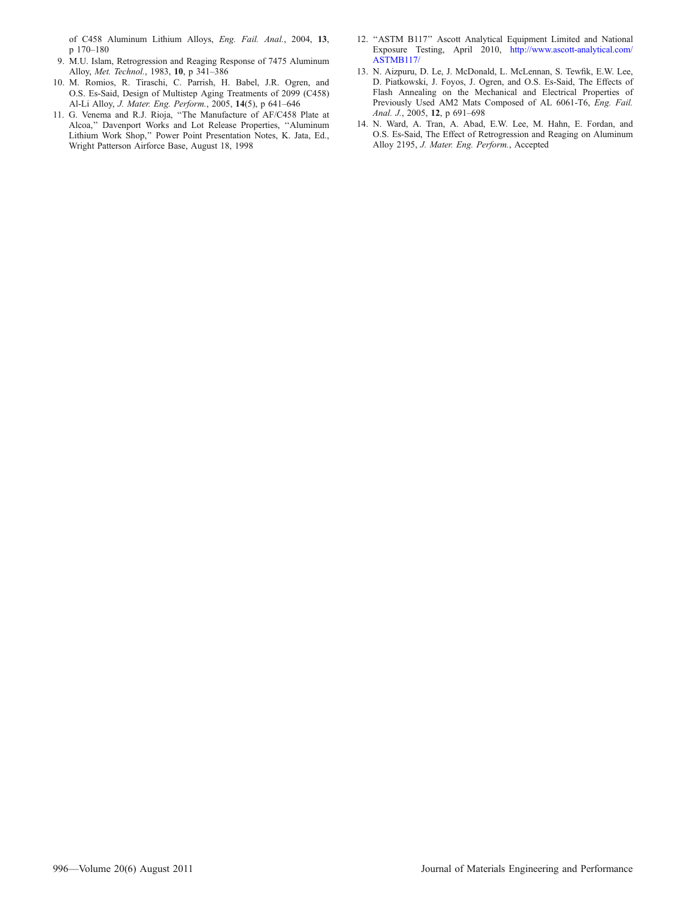of C458 Aluminum Lithium Alloys, *Eng. Fail. Anal.*, 2004, **13**, p 170–180

9. M.U. Islam, Retrogression and Reaging Response of 7475 Aluminum Alloy, *Met. Technol.*, 1983, **10**, p 341–386
10. M. Romios, R. Tiraschi, C. Parrish, H. Babel, J.R. Ogren, and O.S. Es-Said, Design of Multistep Aging Treatments of 2099 (C458) Al-Li Alloy, *J. Mater. Eng. Perform.*, 2005, **14**(5), p 641–646
11. G. Venema and R.J. Rioja, ''The Manufacture of AF/C458 Plate at Alcoa,'' Davenport Works and Lot Release Properties, ''Aluminum Lithium Work Shop,'' Power Point Presentation Notes, K. Jata, Ed., Wright Patterson Airforce Base, August 18, 1998
12. ''ASTM B117'' Ascott Analytical Equipment Limited and National Exposure Testing, April 2010, http://www.ascott-analytical.com/ASTMB117/
13. N. Aizpuru, D. Le, J. McDonald, L. McLennan, S. Tewfik, E.W. Lee, D. Piatkowski, J. Foyos, J. Ogren, and O.S. Es-Said, The Effects of Flash Annealing on the Mechanical and Electrical Properties of Previously Used AM2 Mats Composed of AL 6061-T6, *Eng. Fail. Anal. J.*, 2005, **12**, p 691–698
14. N. Ward, A. Tran, A. Abad, E.W. Lee, M. Hahn, E. Fordan, and O.S. Es-Said, The Effect of Retrogression and Reaging on Aluminum Alloy 2195, *J. Mater. Eng. Perform.*, Accepted